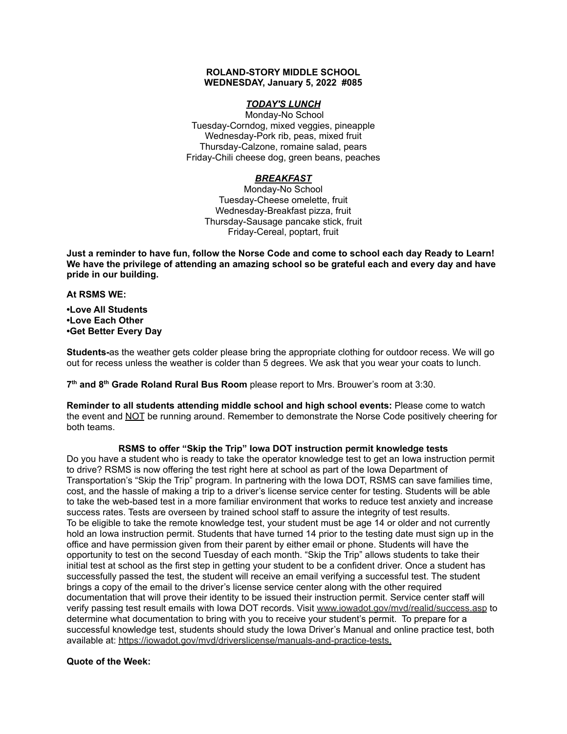**ROLAND-STORY MIDDLE SCHOOL**
**WEDNESDAY, January 5, 2022 #085**

## ***TODAY'S LUNCH***

Monday-No School
Tuesday-Corndog, mixed veggies, pineapple
Wednesday-Pork rib, peas, mixed fruit
Thursday-Calzone, romaine salad, pears
Friday-Chili cheese dog, green beans, peaches

## ***BREAKFAST***

Monday-No School
Tuesday-Cheese omelette, fruit
Wednesday-Breakfast pizza, fruit
Thursday-Sausage pancake stick, fruit
Friday-Cereal, poptart, fruit

**Just a reminder to have fun, follow the Norse Code and come to school each day Ready to Learn! We have the privilege of attending an amazing school so be grateful each and every day and have pride in our building.**

**At RSMS WE:**

**•Love All Students**
**•Love Each Other**
**•Get Better Every Day**

**Students-**as the weather gets colder please bring the appropriate clothing for outdoor recess. We will go out for recess unless the weather is colder than 5 degrees. We ask that you wear your coats to lunch.

**7th and 8th Grade Roland Rural Bus Room** please report to Mrs. Brouwer's room at 3:30.

**Reminder to all students attending middle school and high school events:** Please come to watch the event and NOT be running around. Remember to demonstrate the Norse Code positively cheering for both teams.

### RSMS to offer "Skip the Trip" Iowa DOT instruction permit knowledge tests

Do you have a student who is ready to take the operator knowledge test to get an Iowa instruction permit to drive? RSMS is now offering the test right here at school as part of the Iowa Department of Transportation's "Skip the Trip" program. In partnering with the Iowa DOT, RSMS can save families time, cost, and the hassle of making a trip to a driver's license service center for testing. Students will be able to take the web-based test in a more familiar environment that works to reduce test anxiety and increase success rates. Tests are overseen by trained school staff to assure the integrity of test results.
To be eligible to take the remote knowledge test, your student must be age 14 or older and not currently hold an Iowa instruction permit. Students that have turned 14 prior to the testing date must sign up in the office and have permission given from their parent by either email or phone. Students will have the opportunity to test on the second Tuesday of each month. "Skip the Trip" allows students to take their initial test at school as the first step in getting your student to be a confident driver. Once a student has successfully passed the test, the student will receive an email verifying a successful test. The student brings a copy of the email to the driver's license service center along with the other required documentation that will prove their identity to be issued their instruction permit. Service center staff will verify passing test result emails with Iowa DOT records. Visit www.iowadot.gov/mvd/realid/success.asp to determine what documentation to bring with you to receive your student's permit. To prepare for a successful knowledge test, students should study the Iowa Driver's Manual and online practice test, both available at: https://iowadot.gov/mvd/driverslicense/manuals-and-practice-tests.

**Quote of the Week:**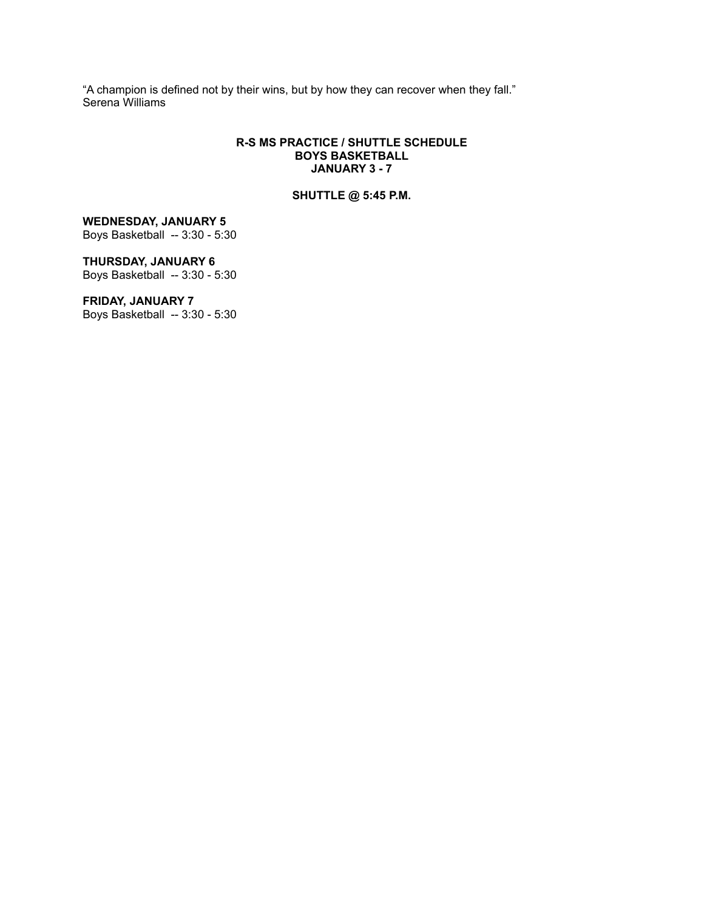“A champion is defined not by their wins, but by how they can recover when they fall.”
Serena Williams

**R-S MS PRACTICE / SHUTTLE SCHEDULE**
**BOYS BASKETBALL**
**JANUARY 3 - 7**

**SHUTTLE @ 5:45 P.M.**

**WEDNESDAY, JANUARY 5**
Boys Basketball -- 3:30 - 5:30

**THURSDAY, JANUARY 6**
Boys Basketball -- 3:30 - 5:30

**FRIDAY, JANUARY 7**
Boys Basketball -- 3:30 - 5:30